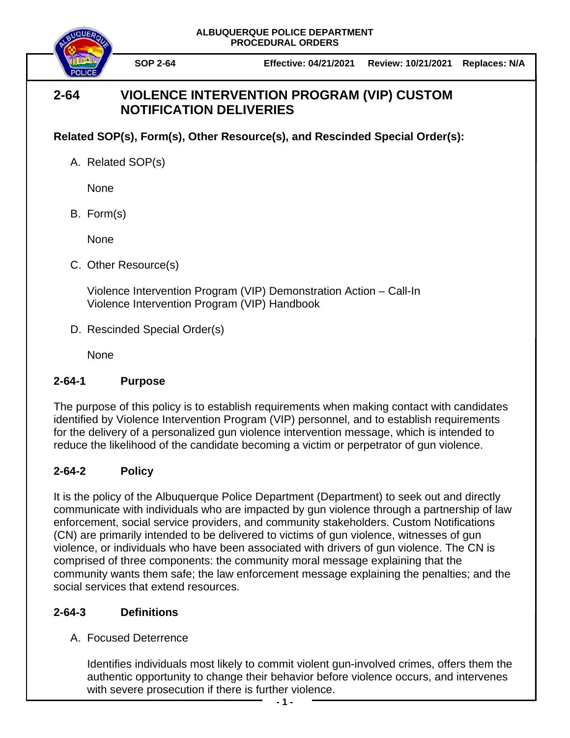ALBUQUERQUE POLICE DEPARTMENT
PROCEDURAL ORDERS

**SOP 2-64** | **Effective: 04/21/2021** | **Review: 10/21/2021** | **Replaces: N/A**

# 2-64 VIOLENCE INTERVENTION PROGRAM (VIP) CUSTOM NOTIFICATION DELIVERIES

**Related SOP(s), Form(s), Other Resource(s), and Rescinded Special Order(s):**

A. Related SOP(s)

   None

B. Form(s)

   None

C. Other Resource(s)

   Violence Intervention Program (VIP) Demonstration Action – Call-In
   Violence Intervention Program (VIP) Handbook

D. Rescinded Special Order(s)

   None

## 2-64-1 Purpose

The purpose of this policy is to establish requirements when making contact with candidates identified by Violence Intervention Program (VIP) personnel, and to establish requirements for the delivery of a personalized gun violence intervention message, which is intended to reduce the likelihood of the candidate becoming a victim or perpetrator of gun violence.

## 2-64-2 Policy

It is the policy of the Albuquerque Police Department (Department) to seek out and directly communicate with individuals who are impacted by gun violence through a partnership of law enforcement, social service providers, and community stakeholders. Custom Notifications (CN) are primarily intended to be delivered to victims of gun violence, witnesses of gun violence, or individuals who have been associated with drivers of gun violence. The CN is comprised of three components: the community moral message explaining that the community wants them safe; the law enforcement message explaining the penalties; and the social services that extend resources.

## 2-64-3 Definitions

A. Focused Deterrence

   Identifies individuals most likely to commit violent gun-involved crimes, offers them the authentic opportunity to change their behavior before violence occurs, and intervenes with severe prosecution if there is further violence.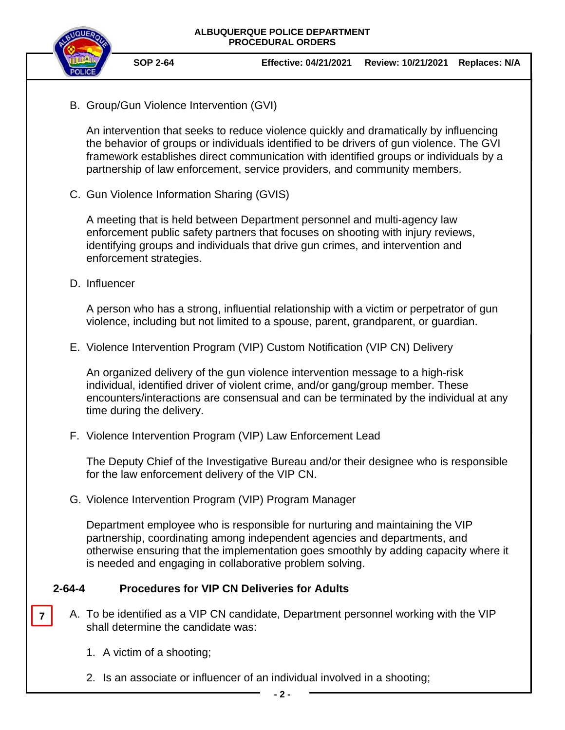B. Group/Gun Violence Intervention (GVI)

   An intervention that seeks to reduce violence quickly and dramatically by influencing the behavior of groups or individuals identified to be drivers of gun violence. The GVI framework establishes direct communication with identified groups or individuals by a partnership of law enforcement, service providers, and community members.

C. Gun Violence Information Sharing (GVIS)

   A meeting that is held between Department personnel and multi-agency law enforcement public safety partners that focuses on shooting with injury reviews, identifying groups and individuals that drive gun crimes, and intervention and enforcement strategies.

D. Influencer

   A person who has a strong, influential relationship with a victim or perpetrator of gun violence, including but not limited to a spouse, parent, grandparent, or guardian.

E. Violence Intervention Program (VIP) Custom Notification (VIP CN) Delivery

   An organized delivery of the gun violence intervention message to a high-risk individual, identified driver of violent crime, and/or gang/group member. These encounters/interactions are consensual and can be terminated by the individual at any time during the delivery.

F. Violence Intervention Program (VIP) Law Enforcement Lead

   The Deputy Chief of the Investigative Bureau and/or their designee who is responsible for the law enforcement delivery of the VIP CN.

G. Violence Intervention Program (VIP) Program Manager

   Department employee who is responsible for nurturing and maintaining the VIP partnership, coordinating among independent agencies and departments, and otherwise ensuring that the implementation goes smoothly by adding capacity where it is needed and engaging in collaborative problem solving.

## 2-64-4 Procedures for VIP CN Deliveries for Adults

7

A. To be identified as a VIP CN candidate, Department personnel working with the VIP shall determine the candidate was:

   1. A victim of a shooting;

   2. Is an associate or influencer of an individual involved in a shooting;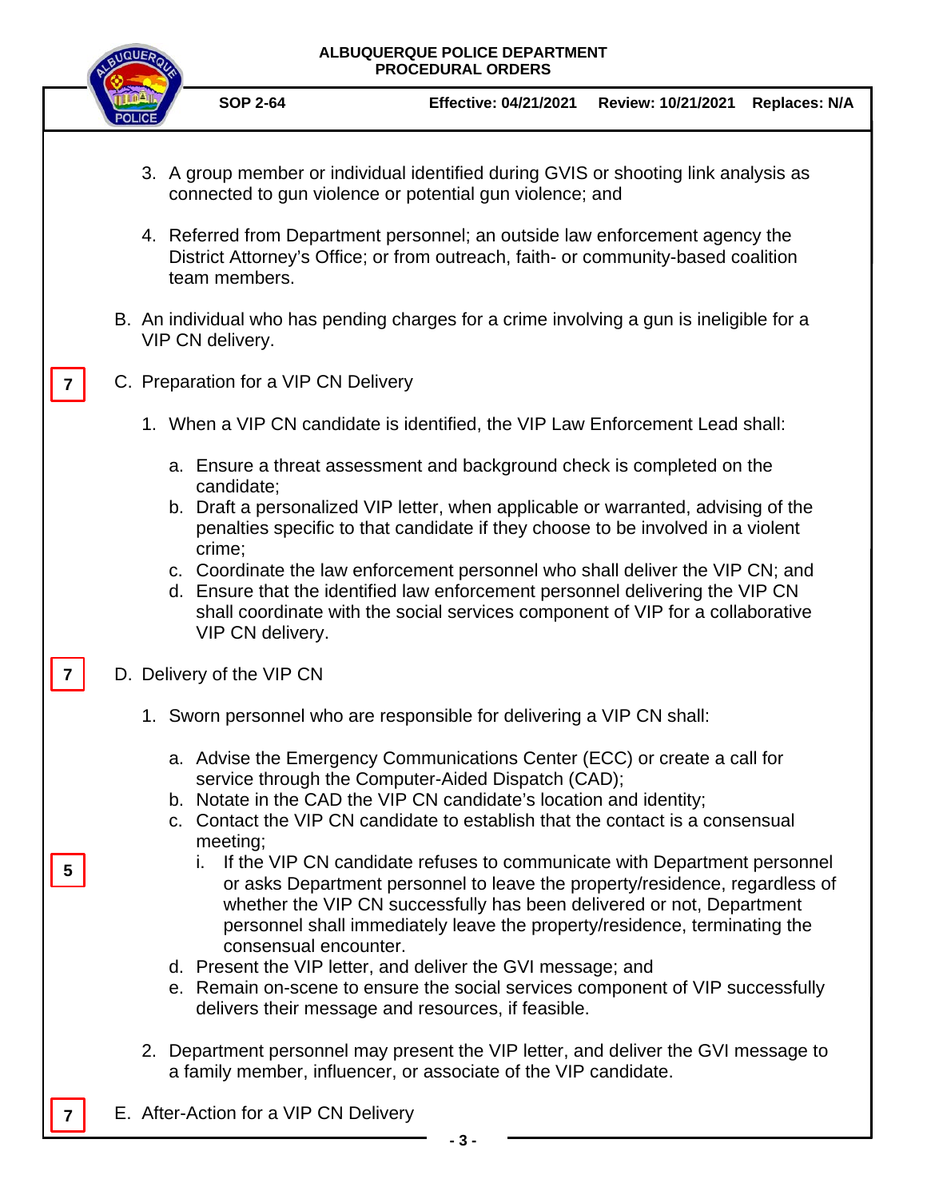3. A group member or individual identified during GVIS or shooting link analysis as connected to gun violence or potential gun violence; and

4. Referred from Department personnel; an outside law enforcement agency the District Attorney's Office; or from outreach, faith- or community-based coalition team members.

B. An individual who has pending charges for a crime involving a gun is ineligible for a VIP CN delivery.

7

C. Preparation for a VIP CN Delivery

1. When a VIP CN candidate is identified, the VIP Law Enforcement Lead shall:

   a. Ensure a threat assessment and background check is completed on the candidate;
   b. Draft a personalized VIP letter, when applicable or warranted, advising of the penalties specific to that candidate if they choose to be involved in a violent crime;
   c. Coordinate the law enforcement personnel who shall deliver the VIP CN; and
   d. Ensure that the identified law enforcement personnel delivering the VIP CN shall coordinate with the social services component of VIP for a collaborative VIP CN delivery.

7

D. Delivery of the VIP CN

1. Sworn personnel who are responsible for delivering a VIP CN shall:

   a. Advise the Emergency Communications Center (ECC) or create a call for service through the Computer-Aided Dispatch (CAD);
   b. Notate in the CAD the VIP CN candidate's location and identity;
   c. Contact the VIP CN candidate to establish that the contact is a consensual meeting;

5

      i. If the VIP CN candidate refuses to communicate with Department personnel or asks Department personnel to leave the property/residence, regardless of whether the VIP CN successfully has been delivered or not, Department personnel shall immediately leave the property/residence, terminating the consensual encounter.

   d. Present the VIP letter, and deliver the GVI message; and
   e. Remain on-scene to ensure the social services component of VIP successfully delivers their message and resources, if feasible.

2. Department personnel may present the VIP letter, and deliver the GVI message to a family member, influencer, or associate of the VIP candidate.

7

E. After-Action for a VIP CN Delivery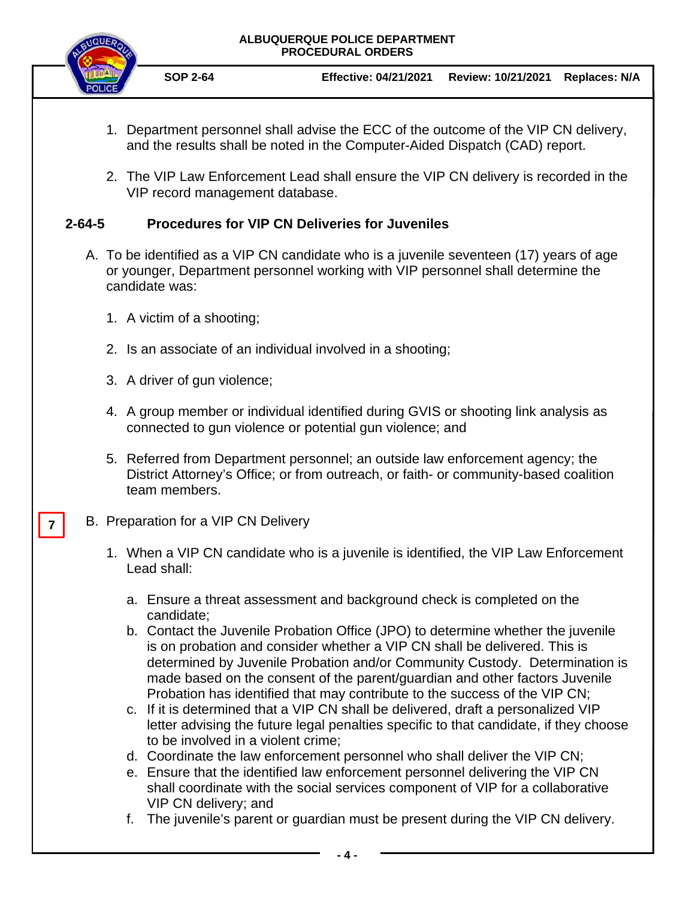1. Department personnel shall advise the ECC of the outcome of the VIP CN delivery, and the results shall be noted in the Computer-Aided Dispatch (CAD) report.

2. The VIP Law Enforcement Lead shall ensure the VIP CN delivery is recorded in the VIP record management database.

## 2-64-5 Procedures for VIP CN Deliveries for Juveniles

A. To be identified as a VIP CN candidate who is a juvenile seventeen (17) years of age or younger, Department personnel working with VIP personnel shall determine the candidate was:

1. A victim of a shooting;

2. Is an associate of an individual involved in a shooting;

3. A driver of gun violence;

4. A group member or individual identified during GVIS or shooting link analysis as connected to gun violence or potential gun violence; and

5. Referred from Department personnel; an outside law enforcement agency; the District Attorney's Office; or from outreach, or faith- or community-based coalition team members.

7

B. Preparation for a VIP CN Delivery

1. When a VIP CN candidate who is a juvenile is identified, the VIP Law Enforcement Lead shall:

   a. Ensure a threat assessment and background check is completed on the candidate;
   b. Contact the Juvenile Probation Office (JPO) to determine whether the juvenile is on probation and consider whether a VIP CN shall be delivered. This is determined by Juvenile Probation and/or Community Custody. Determination is made based on the consent of the parent/guardian and other factors Juvenile Probation has identified that may contribute to the success of the VIP CN;
   c. If it is determined that a VIP CN shall be delivered, draft a personalized VIP letter advising the future legal penalties specific to that candidate, if they choose to be involved in a violent crime;
   d. Coordinate the law enforcement personnel who shall deliver the VIP CN;
   e. Ensure that the identified law enforcement personnel delivering the VIP CN shall coordinate with the social services component of VIP for a collaborative VIP CN delivery; and
   f. The juvenile's parent or guardian must be present during the VIP CN delivery.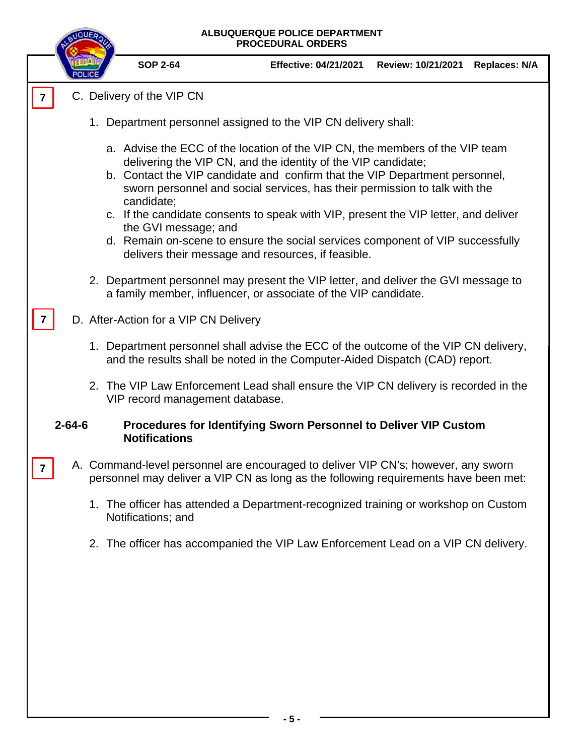7

C. Delivery of the VIP CN

1. Department personnel assigned to the VIP CN delivery shall:

   a. Advise the ECC of the location of the VIP CN, the members of the VIP team delivering the VIP CN, and the identity of the VIP candidate;
   b. Contact the VIP candidate and confirm that the VIP Department personnel, sworn personnel and social services, has their permission to talk with the candidate;
   c. If the candidate consents to speak with VIP, present the VIP letter, and deliver the GVI message; and
   d. Remain on-scene to ensure the social services component of VIP successfully delivers their message and resources, if feasible.

2. Department personnel may present the VIP letter, and deliver the GVI message to a family member, influencer, or associate of the VIP candidate.

7

D. After-Action for a VIP CN Delivery

1. Department personnel shall advise the ECC of the outcome of the VIP CN delivery, and the results shall be noted in the Computer-Aided Dispatch (CAD) report.

2. The VIP Law Enforcement Lead shall ensure the VIP CN delivery is recorded in the VIP record management database.

## 2-64-6 Procedures for Identifying Sworn Personnel to Deliver VIP Custom Notifications

7

A. Command-level personnel are encouraged to deliver VIP CN's; however, any sworn personnel may deliver a VIP CN as long as the following requirements have been met:

1. The officer has attended a Department-recognized training or workshop on Custom Notifications; and

2. The officer has accompanied the VIP Law Enforcement Lead on a VIP CN delivery.